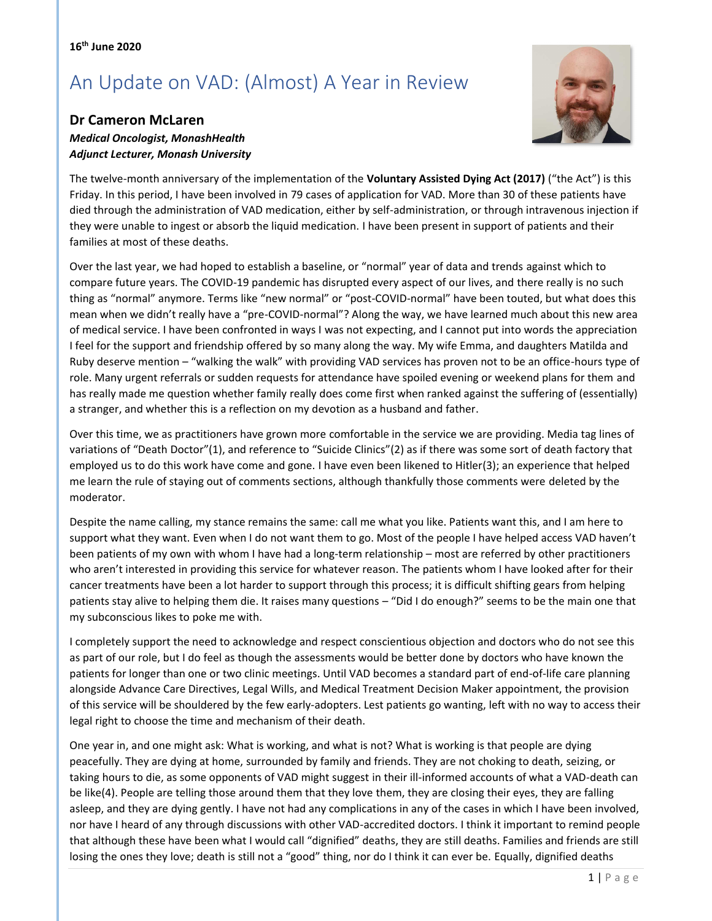**16th June 2020**

# An Update on VAD: (Almost) A Year in Review

## Dr Cameron McLaren

***Medical Oncologist, MonashHealth***
***Adjunct Lecturer, Monash University***

The twelve-month anniversary of the implementation of the **Voluntary Assisted Dying Act (2017)** ("the Act") is this Friday. In this period, I have been involved in 79 cases of application for VAD. More than 30 of these patients have died through the administration of VAD medication, either by self-administration, or through intravenous injection if they were unable to ingest or absorb the liquid medication. I have been present in support of patients and their families at most of these deaths.

Over the last year, we had hoped to establish a baseline, or "normal" year of data and trends against which to compare future years. The COVID-19 pandemic has disrupted every aspect of our lives, and there really is no such thing as "normal" anymore. Terms like "new normal" or "post-COVID-normal" have been touted, but what does this mean when we didn't really have a "pre-COVID-normal"? Along the way, we have learned much about this new area of medical service. I have been confronted in ways I was not expecting, and I cannot put into words the appreciation I feel for the support and friendship offered by so many along the way. My wife Emma, and daughters Matilda and Ruby deserve mention – "walking the walk" with providing VAD services has proven not to be an office-hours type of role. Many urgent referrals or sudden requests for attendance have spoiled evening or weekend plans for them and has really made me question whether family really does come first when ranked against the suffering of (essentially) a stranger, and whether this is a reflection on my devotion as a husband and father.

Over this time, we as practitioners have grown more comfortable in the service we are providing. Media tag lines of variations of "Death Doctor"(1), and reference to "Suicide Clinics"(2) as if there was some sort of death factory that employed us to do this work have come and gone. I have even been likened to Hitler(3); an experience that helped me learn the rule of staying out of comments sections, although thankfully those comments were deleted by the moderator.

Despite the name calling, my stance remains the same: call me what you like. Patients want this, and I am here to support what they want. Even when I do not want them to go. Most of the people I have helped access VAD haven't been patients of my own with whom I have had a long-term relationship – most are referred by other practitioners who aren't interested in providing this service for whatever reason. The patients whom I have looked after for their cancer treatments have been a lot harder to support through this process; it is difficult shifting gears from helping patients stay alive to helping them die. It raises many questions – "Did I do enough?" seems to be the main one that my subconscious likes to poke me with.

I completely support the need to acknowledge and respect conscientious objection and doctors who do not see this as part of our role, but I do feel as though the assessments would be better done by doctors who have known the patients for longer than one or two clinic meetings. Until VAD becomes a standard part of end-of-life care planning alongside Advance Care Directives, Legal Wills, and Medical Treatment Decision Maker appointment, the provision of this service will be shouldered by the few early-adopters. Lest patients go wanting, left with no way to access their legal right to choose the time and mechanism of their death.

One year in, and one might ask: What is working, and what is not? What is working is that people are dying peacefully. They are dying at home, surrounded by family and friends. They are not choking to death, seizing, or taking hours to die, as some opponents of VAD might suggest in their ill-informed accounts of what a VAD-death can be like(4). People are telling those around them that they love them, they are closing their eyes, they are falling asleep, and they are dying gently. I have not had any complications in any of the cases in which I have been involved, nor have I heard of any through discussions with other VAD-accredited doctors. I think it important to remind people that although these have been what I would call "dignified" deaths, they are still deaths. Families and friends are still losing the ones they love; death is still not a "good" thing, nor do I think it can ever be. Equally, dignified deaths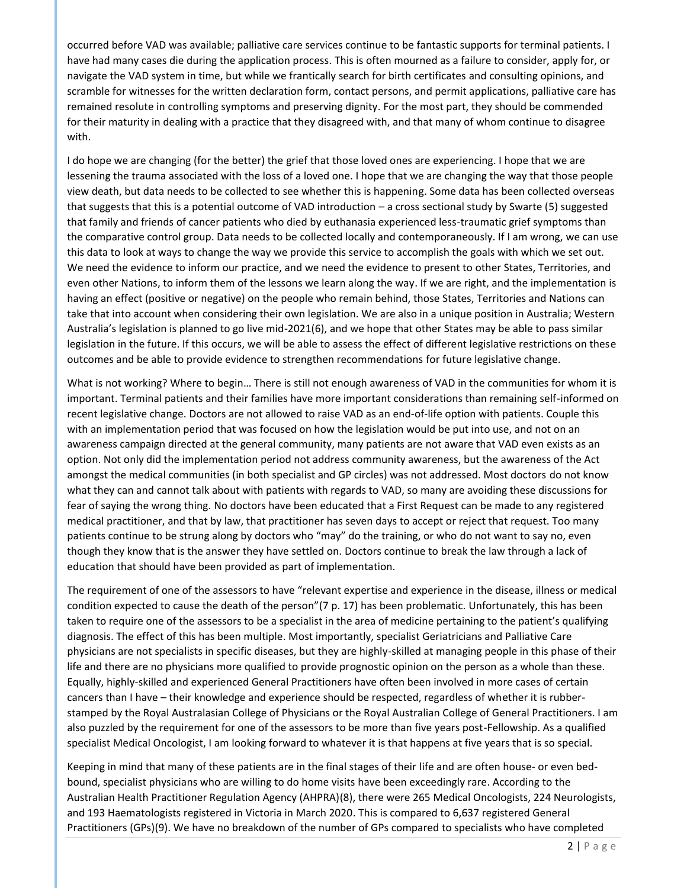occurred before VAD was available; palliative care services continue to be fantastic supports for terminal patients. I have had many cases die during the application process. This is often mourned as a failure to consider, apply for, or navigate the VAD system in time, but while we frantically search for birth certificates and consulting opinions, and scramble for witnesses for the written declaration form, contact persons, and permit applications, palliative care has remained resolute in controlling symptoms and preserving dignity. For the most part, they should be commended for their maturity in dealing with a practice that they disagreed with, and that many of whom continue to disagree with.

I do hope we are changing (for the better) the grief that those loved ones are experiencing. I hope that we are lessening the trauma associated with the loss of a loved one. I hope that we are changing the way that those people view death, but data needs to be collected to see whether this is happening. Some data has been collected overseas that suggests that this is a potential outcome of VAD introduction – a cross sectional study by Swarte (5) suggested that family and friends of cancer patients who died by euthanasia experienced less-traumatic grief symptoms than the comparative control group. Data needs to be collected locally and contemporaneously. If I am wrong, we can use this data to look at ways to change the way we provide this service to accomplish the goals with which we set out. We need the evidence to inform our practice, and we need the evidence to present to other States, Territories, and even other Nations, to inform them of the lessons we learn along the way. If we are right, and the implementation is having an effect (positive or negative) on the people who remain behind, those States, Territories and Nations can take that into account when considering their own legislation. We are also in a unique position in Australia; Western Australia's legislation is planned to go live mid-2021(6), and we hope that other States may be able to pass similar legislation in the future. If this occurs, we will be able to assess the effect of different legislative restrictions on these outcomes and be able to provide evidence to strengthen recommendations for future legislative change.

What is not working? Where to begin… There is still not enough awareness of VAD in the communities for whom it is important. Terminal patients and their families have more important considerations than remaining self-informed on recent legislative change. Doctors are not allowed to raise VAD as an end-of-life option with patients. Couple this with an implementation period that was focused on how the legislation would be put into use, and not on an awareness campaign directed at the general community, many patients are not aware that VAD even exists as an option. Not only did the implementation period not address community awareness, but the awareness of the Act amongst the medical communities (in both specialist and GP circles) was not addressed. Most doctors do not know what they can and cannot talk about with patients with regards to VAD, so many are avoiding these discussions for fear of saying the wrong thing. No doctors have been educated that a First Request can be made to any registered medical practitioner, and that by law, that practitioner has seven days to accept or reject that request. Too many patients continue to be strung along by doctors who "may" do the training, or who do not want to say no, even though they know that is the answer they have settled on. Doctors continue to break the law through a lack of education that should have been provided as part of implementation.

The requirement of one of the assessors to have "relevant expertise and experience in the disease, illness or medical condition expected to cause the death of the person"(7 p. 17) has been problematic. Unfortunately, this has been taken to require one of the assessors to be a specialist in the area of medicine pertaining to the patient's qualifying diagnosis. The effect of this has been multiple. Most importantly, specialist Geriatricians and Palliative Care physicians are not specialists in specific diseases, but they are highly-skilled at managing people in this phase of their life and there are no physicians more qualified to provide prognostic opinion on the person as a whole than these. Equally, highly-skilled and experienced General Practitioners have often been involved in more cases of certain cancers than I have – their knowledge and experience should be respected, regardless of whether it is rubber-stamped by the Royal Australasian College of Physicians or the Royal Australian College of General Practitioners. I am also puzzled by the requirement for one of the assessors to be more than five years post-Fellowship. As a qualified specialist Medical Oncologist, I am looking forward to whatever it is that happens at five years that is so special.

Keeping in mind that many of these patients are in the final stages of their life and are often house- or even bed-bound, specialist physicians who are willing to do home visits have been exceedingly rare. According to the Australian Health Practitioner Regulation Agency (AHPRA)(8), there were 265 Medical Oncologists, 224 Neurologists, and 193 Haematologists registered in Victoria in March 2020. This is compared to 6,637 registered General Practitioners (GPs)(9). We have no breakdown of the number of GPs compared to specialists who have completed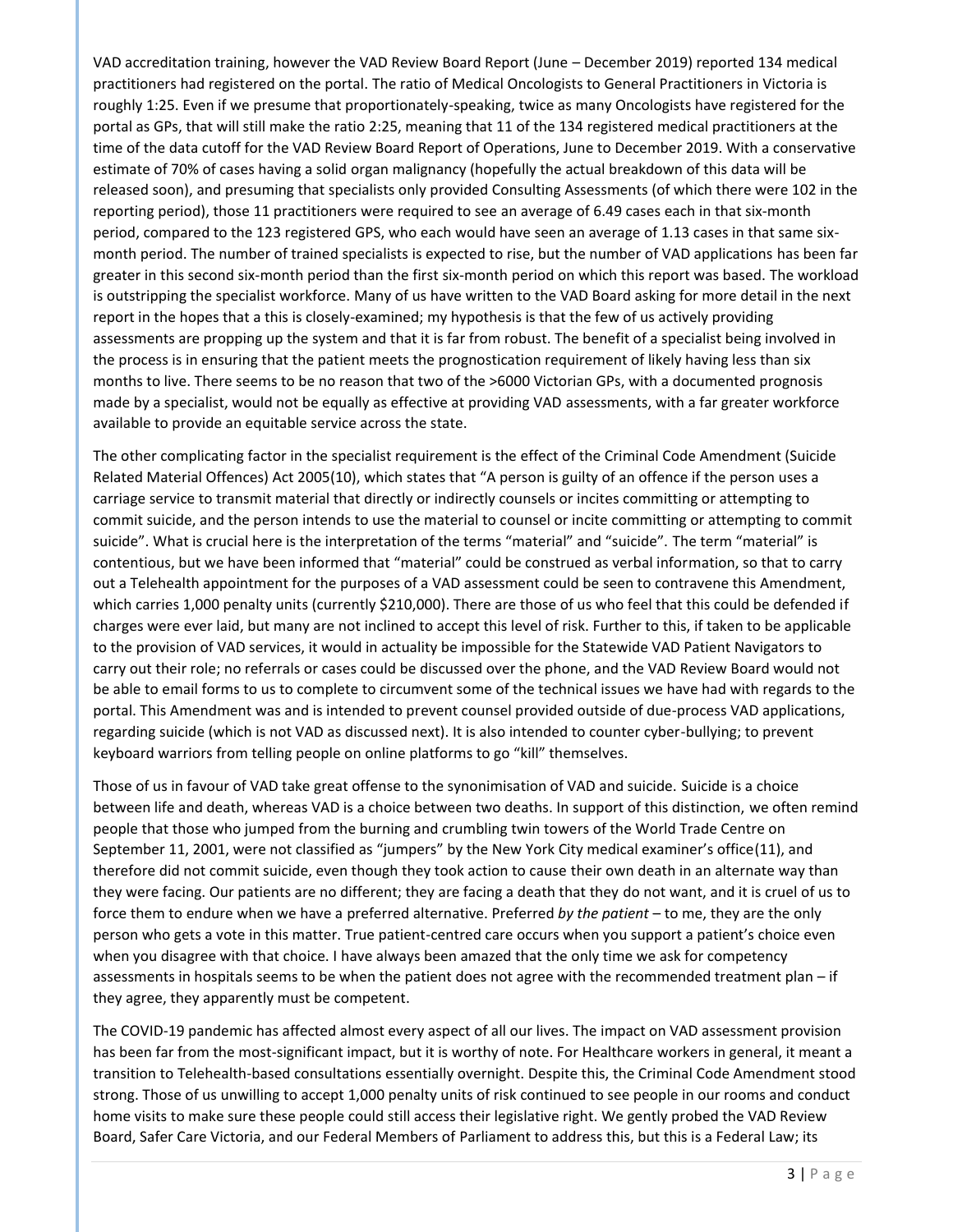VAD accreditation training, however the VAD Review Board Report (June – December 2019) reported 134 medical practitioners had registered on the portal. The ratio of Medical Oncologists to General Practitioners in Victoria is roughly 1:25. Even if we presume that proportionately-speaking, twice as many Oncologists have registered for the portal as GPs, that will still make the ratio 2:25, meaning that 11 of the 134 registered medical practitioners at the time of the data cutoff for the VAD Review Board Report of Operations, June to December 2019. With a conservative estimate of 70% of cases having a solid organ malignancy (hopefully the actual breakdown of this data will be released soon), and presuming that specialists only provided Consulting Assessments (of which there were 102 in the reporting period), those 11 practitioners were required to see an average of 6.49 cases each in that six-month period, compared to the 123 registered GPS, who each would have seen an average of 1.13 cases in that same six-month period. The number of trained specialists is expected to rise, but the number of VAD applications has been far greater in this second six-month period than the first six-month period on which this report was based. The workload is outstripping the specialist workforce. Many of us have written to the VAD Board asking for more detail in the next report in the hopes that a this is closely-examined; my hypothesis is that the few of us actively providing assessments are propping up the system and that it is far from robust. The benefit of a specialist being involved in the process is in ensuring that the patient meets the prognostication requirement of likely having less than six months to live. There seems to be no reason that two of the >6000 Victorian GPs, with a documented prognosis made by a specialist, would not be equally as effective at providing VAD assessments, with a far greater workforce available to provide an equitable service across the state.

The other complicating factor in the specialist requirement is the effect of the Criminal Code Amendment (Suicide Related Material Offences) Act 2005(10), which states that "A person is guilty of an offence if the person uses a carriage service to transmit material that directly or indirectly counsels or incites committing or attempting to commit suicide, and the person intends to use the material to counsel or incite committing or attempting to commit suicide". What is crucial here is the interpretation of the terms "material" and "suicide". The term "material" is contentious, but we have been informed that "material" could be construed as verbal information, so that to carry out a Telehealth appointment for the purposes of a VAD assessment could be seen to contravene this Amendment, which carries 1,000 penalty units (currently $210,000). There are those of us who feel that this could be defended if charges were ever laid, but many are not inclined to accept this level of risk. Further to this, if taken to be applicable to the provision of VAD services, it would in actuality be impossible for the Statewide VAD Patient Navigators to carry out their role; no referrals or cases could be discussed over the phone, and the VAD Review Board would not be able to email forms to us to complete to circumvent some of the technical issues we have had with regards to the portal. This Amendment was and is intended to prevent counsel provided outside of due-process VAD applications, regarding suicide (which is not VAD as discussed next). It is also intended to counter cyber-bullying; to prevent keyboard warriors from telling people on online platforms to go "kill" themselves.

Those of us in favour of VAD take great offense to the synonimisation of VAD and suicide. Suicide is a choice between life and death, whereas VAD is a choice between two deaths. In support of this distinction, we often remind people that those who jumped from the burning and crumbling twin towers of the World Trade Centre on September 11, 2001, were not classified as "jumpers" by the New York City medical examiner's office(11), and therefore did not commit suicide, even though they took action to cause their own death in an alternate way than they were facing. Our patients are no different; they are facing a death that they do not want, and it is cruel of us to force them to endure when we have a preferred alternative. Preferred *by the patient* – to me, they are the only person who gets a vote in this matter. True patient-centred care occurs when you support a patient's choice even when you disagree with that choice. I have always been amazed that the only time we ask for competency assessments in hospitals seems to be when the patient does not agree with the recommended treatment plan – if they agree, they apparently must be competent.

The COVID-19 pandemic has affected almost every aspect of all our lives. The impact on VAD assessment provision has been far from the most-significant impact, but it is worthy of note. For Healthcare workers in general, it meant a transition to Telehealth-based consultations essentially overnight. Despite this, the Criminal Code Amendment stood strong. Those of us unwilling to accept 1,000 penalty units of risk continued to see people in our rooms and conduct home visits to make sure these people could still access their legislative right. We gently probed the VAD Review Board, Safer Care Victoria, and our Federal Members of Parliament to address this, but this is a Federal Law; its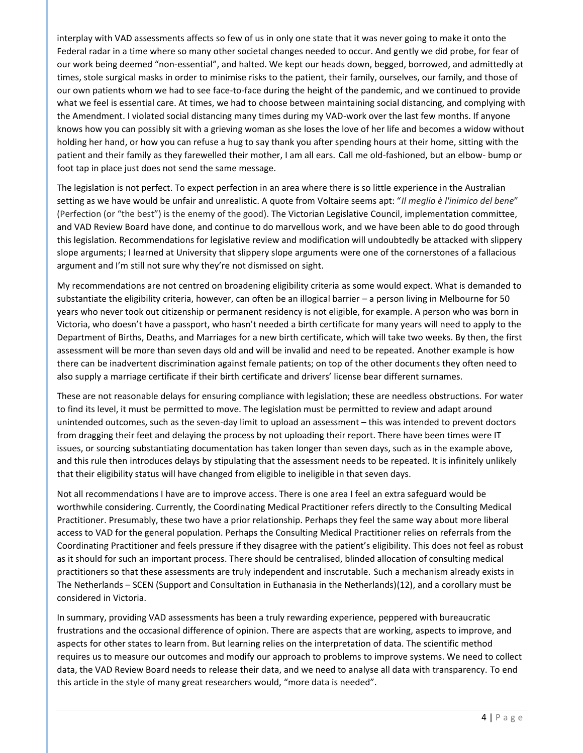interplay with VAD assessments affects so few of us in only one state that it was never going to make it onto the Federal radar in a time where so many other societal changes needed to occur. And gently we did probe, for fear of our work being deemed "non-essential", and halted. We kept our heads down, begged, borrowed, and admittedly at times, stole surgical masks in order to minimise risks to the patient, their family, ourselves, our family, and those of our own patients whom we had to see face-to-face during the height of the pandemic, and we continued to provide what we feel is essential care. At times, we had to choose between maintaining social distancing, and complying with the Amendment. I violated social distancing many times during my VAD-work over the last few months. If anyone knows how you can possibly sit with a grieving woman as she loses the love of her life and becomes a widow without holding her hand, or how you can refuse a hug to say thank you after spending hours at their home, sitting with the patient and their family as they farewelled their mother, I am all ears. Call me old-fashioned, but an elbow- bump or foot tap in place just does not send the same message.

The legislation is not perfect. To expect perfection in an area where there is so little experience in the Australian setting as we have would be unfair and unrealistic. A quote from Voltaire seems apt: "*Il meglio è l'inimico del bene*" (Perfection (or "the best") is the enemy of the good). The Victorian Legislative Council, implementation committee, and VAD Review Board have done, and continue to do marvellous work, and we have been able to do good through this legislation. Recommendations for legislative review and modification will undoubtedly be attacked with slippery slope arguments; I learned at University that slippery slope arguments were one of the cornerstones of a fallacious argument and I'm still not sure why they're not dismissed on sight.

My recommendations are not centred on broadening eligibility criteria as some would expect. What is demanded to substantiate the eligibility criteria, however, can often be an illogical barrier – a person living in Melbourne for 50 years who never took out citizenship or permanent residency is not eligible, for example. A person who was born in Victoria, who doesn't have a passport, who hasn't needed a birth certificate for many years will need to apply to the Department of Births, Deaths, and Marriages for a new birth certificate, which will take two weeks. By then, the first assessment will be more than seven days old and will be invalid and need to be repeated. Another example is how there can be inadvertent discrimination against female patients; on top of the other documents they often need to also supply a marriage certificate if their birth certificate and drivers' license bear different surnames.

These are not reasonable delays for ensuring compliance with legislation; these are needless obstructions. For water to find its level, it must be permitted to move. The legislation must be permitted to review and adapt around unintended outcomes, such as the seven-day limit to upload an assessment – this was intended to prevent doctors from dragging their feet and delaying the process by not uploading their report. There have been times were IT issues, or sourcing substantiating documentation has taken longer than seven days, such as in the example above, and this rule then introduces delays by stipulating that the assessment needs to be repeated. It is infinitely unlikely that their eligibility status will have changed from eligible to ineligible in that seven days.

Not all recommendations I have are to improve access. There is one area I feel an extra safeguard would be worthwhile considering. Currently, the Coordinating Medical Practitioner refers directly to the Consulting Medical Practitioner. Presumably, these two have a prior relationship. Perhaps they feel the same way about more liberal access to VAD for the general population. Perhaps the Consulting Medical Practitioner relies on referrals from the Coordinating Practitioner and feels pressure if they disagree with the patient's eligibility. This does not feel as robust as it should for such an important process. There should be centralised, blinded allocation of consulting medical practitioners so that these assessments are truly independent and inscrutable. Such a mechanism already exists in The Netherlands – SCEN (Support and Consultation in Euthanasia in the Netherlands)(12), and a corollary must be considered in Victoria.

In summary, providing VAD assessments has been a truly rewarding experience, peppered with bureaucratic frustrations and the occasional difference of opinion. There are aspects that are working, aspects to improve, and aspects for other states to learn from. But learning relies on the interpretation of data. The scientific method requires us to measure our outcomes and modify our approach to problems to improve systems. We need to collect data, the VAD Review Board needs to release their data, and we need to analyse all data with transparency. To end this article in the style of many great researchers would, "more data is needed".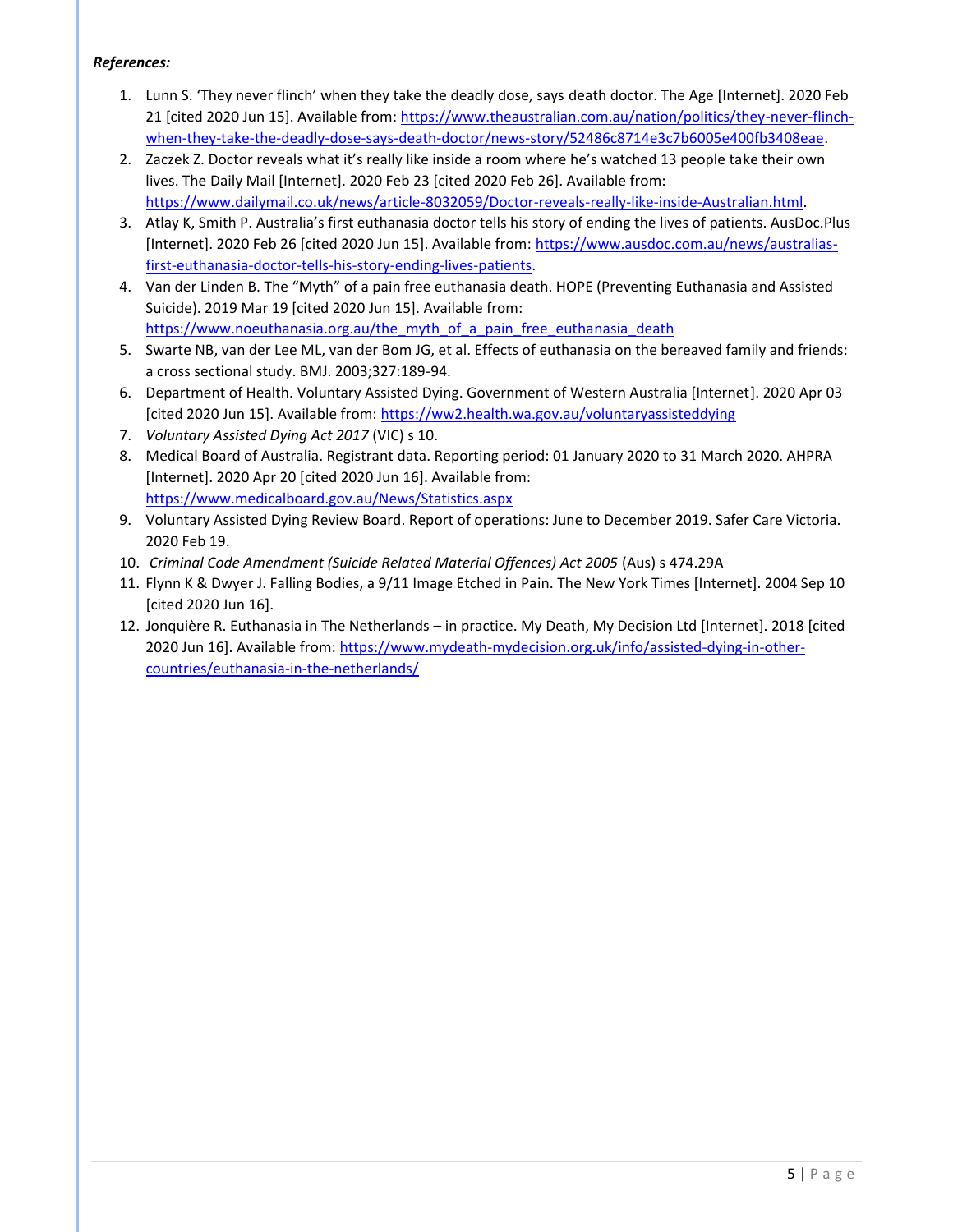***References:***

1. Lunn S. 'They never flinch' when they take the deadly dose, says death doctor. The Age [Internet]. 2020 Feb 21 [cited 2020 Jun 15]. Available from: https://www.theaustralian.com.au/nation/politics/they-never-flinch-when-they-take-the-deadly-dose-says-death-doctor/news-story/52486c8714e3c7b6005e400fb3408eae.
2. Zaczek Z. Doctor reveals what it's really like inside a room where he's watched 13 people take their own lives. The Daily Mail [Internet]. 2020 Feb 23 [cited 2020 Feb 26]. Available from: https://www.dailymail.co.uk/news/article-8032059/Doctor-reveals-really-like-inside-Australian.html.
3. Atlay K, Smith P. Australia's first euthanasia doctor tells his story of ending the lives of patients. AusDoc.Plus [Internet]. 2020 Feb 26 [cited 2020 Jun 15]. Available from: https://www.ausdoc.com.au/news/australias-first-euthanasia-doctor-tells-his-story-ending-lives-patients.
4. Van der Linden B. The "Myth" of a pain free euthanasia death. HOPE (Preventing Euthanasia and Assisted Suicide). 2019 Mar 19 [cited 2020 Jun 15]. Available from: https://www.noeuthanasia.org.au/the_myth_of_a_pain_free_euthanasia_death
5. Swarte NB, van der Lee ML, van der Bom JG, et al. Effects of euthanasia on the bereaved family and friends: a cross sectional study. BMJ. 2003;327:189-94.
6. Department of Health. Voluntary Assisted Dying. Government of Western Australia [Internet]. 2020 Apr 03 [cited 2020 Jun 15]. Available from: https://ww2.health.wa.gov.au/voluntaryassisteddying
7. *Voluntary Assisted Dying Act 2017* (VIC) s 10.
8. Medical Board of Australia. Registrant data. Reporting period: 01 January 2020 to 31 March 2020. AHPRA [Internet]. 2020 Apr 20 [cited 2020 Jun 16]. Available from: https://www.medicalboard.gov.au/News/Statistics.aspx
9. Voluntary Assisted Dying Review Board. Report of operations: June to December 2019. Safer Care Victoria. 2020 Feb 19.
10. *Criminal Code Amendment (Suicide Related Material Offences) Act 2005* (Aus) s 474.29A
11. Flynn K & Dwyer J. Falling Bodies, a 9/11 Image Etched in Pain. The New York Times [Internet]. 2004 Sep 10 [cited 2020 Jun 16].
12. Jonquière R. Euthanasia in The Netherlands – in practice. My Death, My Decision Ltd [Internet]. 2018 [cited 2020 Jun 16]. Available from: https://www.mydeath-mydecision.org.uk/info/assisted-dying-in-other-countries/euthanasia-in-the-netherlands/